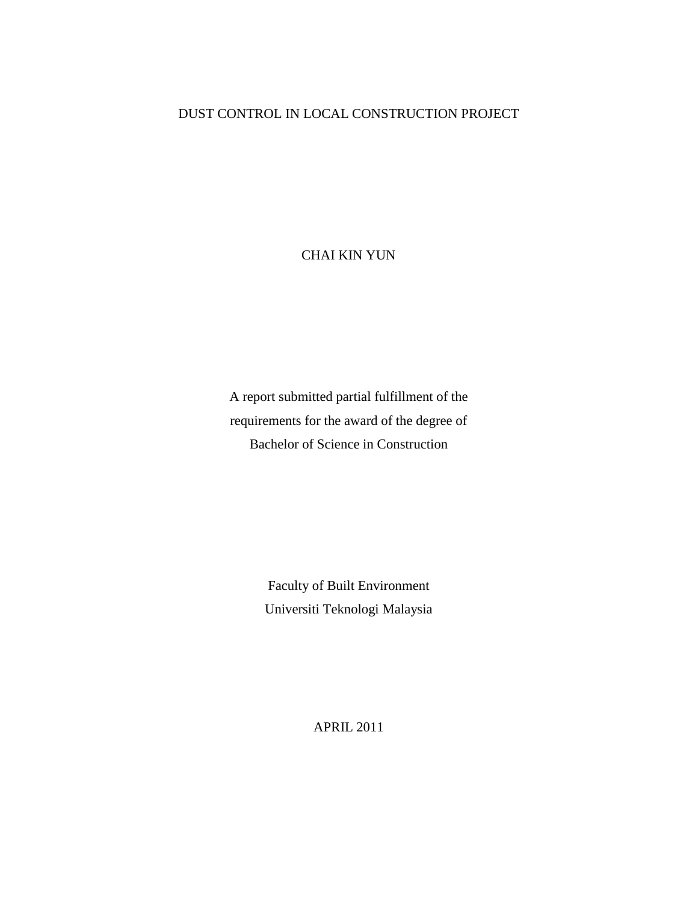# DUST CONTROL IN LOCAL CONSTRUCTION PROJECT

CHAI KIN YUN

A report submitted partial fulfillment of the  
requirements for the award of the degree of  
Bachelor of Science in Construction

Faculty of Built Environment  
Universiti Teknologi Malaysia

APRIL 2011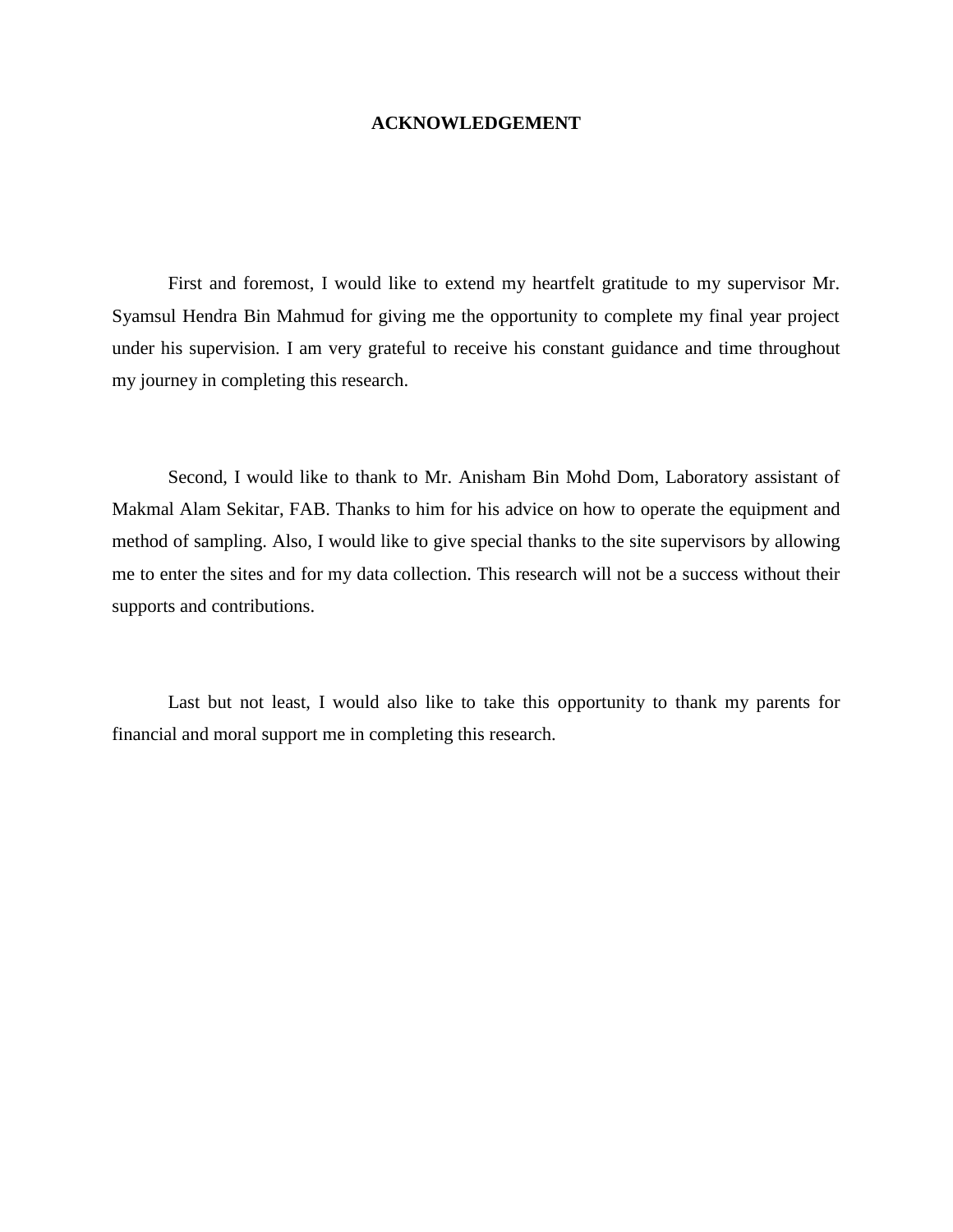# ACKNOWLEDGEMENT

First and foremost, I would like to extend my heartfelt gratitude to my supervisor Mr. Syamsul Hendra Bin Mahmud for giving me the opportunity to complete my final year project under his supervision. I am very grateful to receive his constant guidance and time throughout my journey in completing this research.

Second, I would like to thank to Mr. Anisham Bin Mohd Dom, Laboratory assistant of Makmal Alam Sekitar, FAB. Thanks to him for his advice on how to operate the equipment and method of sampling. Also, I would like to give special thanks to the site supervisors by allowing me to enter the sites and for my data collection. This research will not be a success without their supports and contributions.

Last but not least, I would also like to take this opportunity to thank my parents for financial and moral support me in completing this research.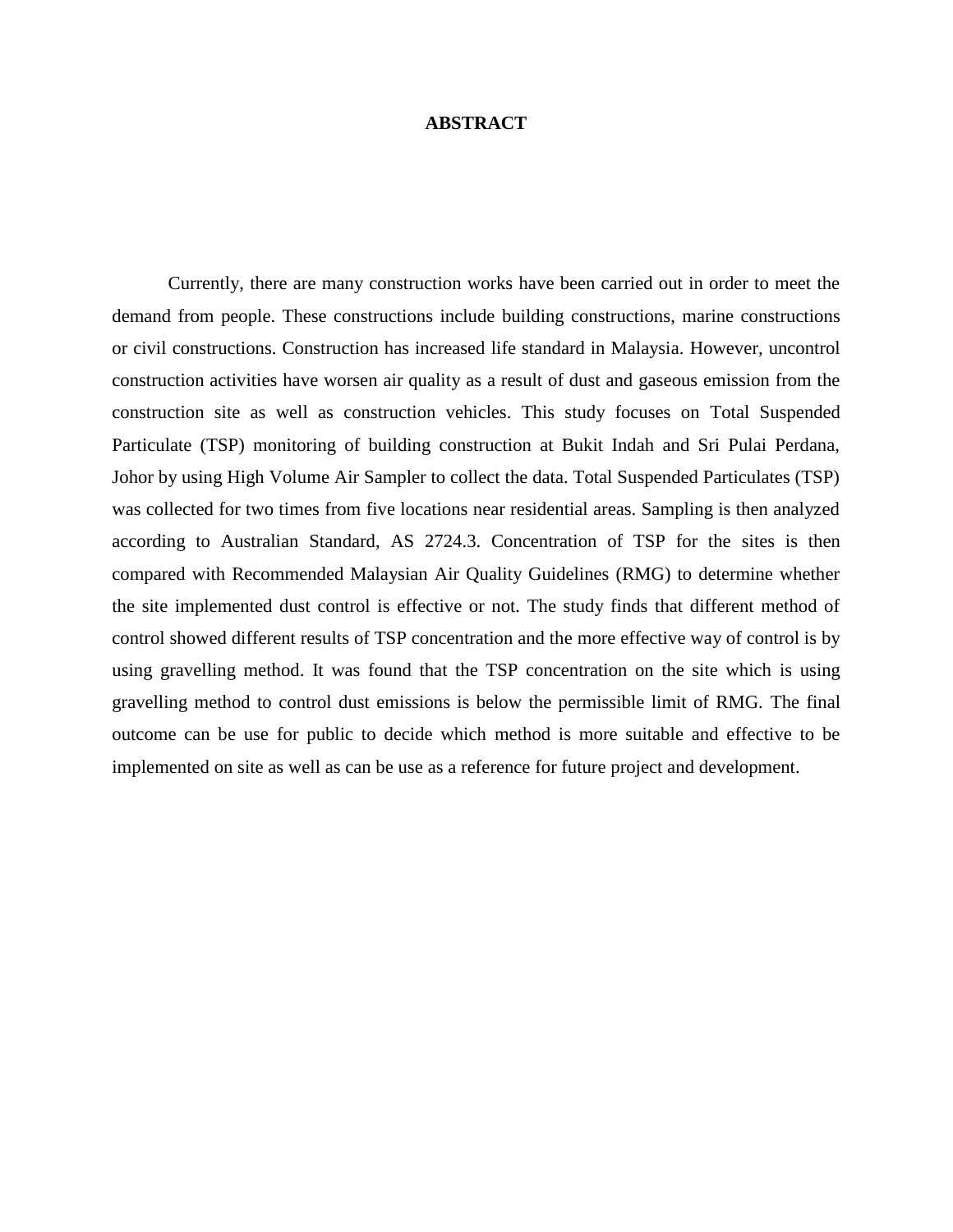# ABSTRACT

Currently, there are many construction works have been carried out in order to meet the demand from people. These constructions include building constructions, marine constructions or civil constructions. Construction has increased life standard in Malaysia. However, uncontrol construction activities have worsen air quality as a result of dust and gaseous emission from the construction site as well as construction vehicles. This study focuses on Total Suspended Particulate (TSP) monitoring of building construction at Bukit Indah and Sri Pulai Perdana, Johor by using High Volume Air Sampler to collect the data. Total Suspended Particulates (TSP) was collected for two times from five locations near residential areas. Sampling is then analyzed according to Australian Standard, AS 2724.3. Concentration of TSP for the sites is then compared with Recommended Malaysian Air Quality Guidelines (RMG) to determine whether the site implemented dust control is effective or not. The study finds that different method of control showed different results of TSP concentration and the more effective way of control is by using gravelling method. It was found that the TSP concentration on the site which is using gravelling method to control dust emissions is below the permissible limit of RMG. The final outcome can be use for public to decide which method is more suitable and effective to be implemented on site as well as can be use as a reference for future project and development.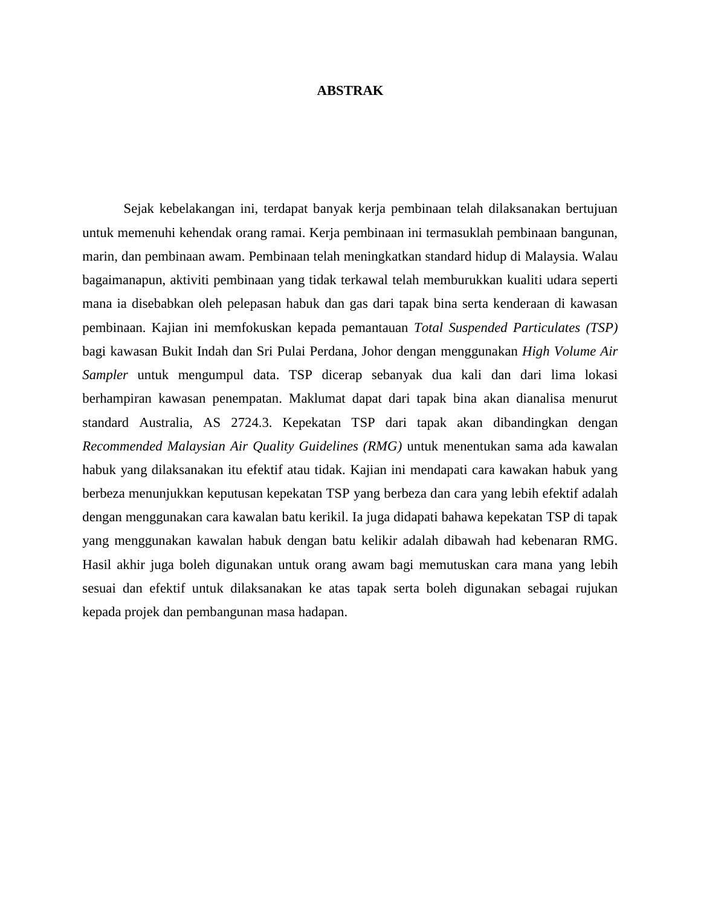# ABSTRAK

Sejak kebelakangan ini, terdapat banyak kerja pembinaan telah dilaksanakan bertujuan untuk memenuhi kehendak orang ramai. Kerja pembinaan ini termasuklah pembinaan bangunan, marin, dan pembinaan awam. Pembinaan telah meningkatkan standard hidup di Malaysia. Walau bagaimanapun, aktiviti pembinaan yang tidak terkawal telah memburukkan kualiti udara seperti mana ia disebabkan oleh pelepasan habuk dan gas dari tapak bina serta kenderaan di kawasan pembinaan. Kajian ini memfokuskan kepada pemantauan *Total Suspended Particulates (TSP)* bagi kawasan Bukit Indah dan Sri Pulai Perdana, Johor dengan menggunakan *High Volume Air Sampler* untuk mengumpul data. TSP dicerap sebanyak dua kali dan dari lima lokasi berhampiran kawasan penempatan. Maklumat dapat dari tapak bina akan dianalisa menurut standard Australia, AS 2724.3. Kepekatan TSP dari tapak akan dibandingkan dengan *Recommended Malaysian Air Quality Guidelines (RMG)* untuk menentukan sama ada kawalan habuk yang dilaksanakan itu efektif atau tidak. Kajian ini mendapati cara kawakan habuk yang berbeza menunjukkan keputusan kepekatan TSP yang berbeza dan cara yang lebih efektif adalah dengan menggunakan cara kawalan batu kerikil. Ia juga didapati bahawa kepekatan TSP di tapak yang menggunakan kawalan habuk dengan batu kelikir adalah dibawah had kebenaran RMG. Hasil akhir juga boleh digunakan untuk orang awam bagi memutuskan cara mana yang lebih sesuai dan efektif untuk dilaksanakan ke atas tapak serta boleh digunakan sebagai rujukan kepada projek dan pembangunan masa hadapan.